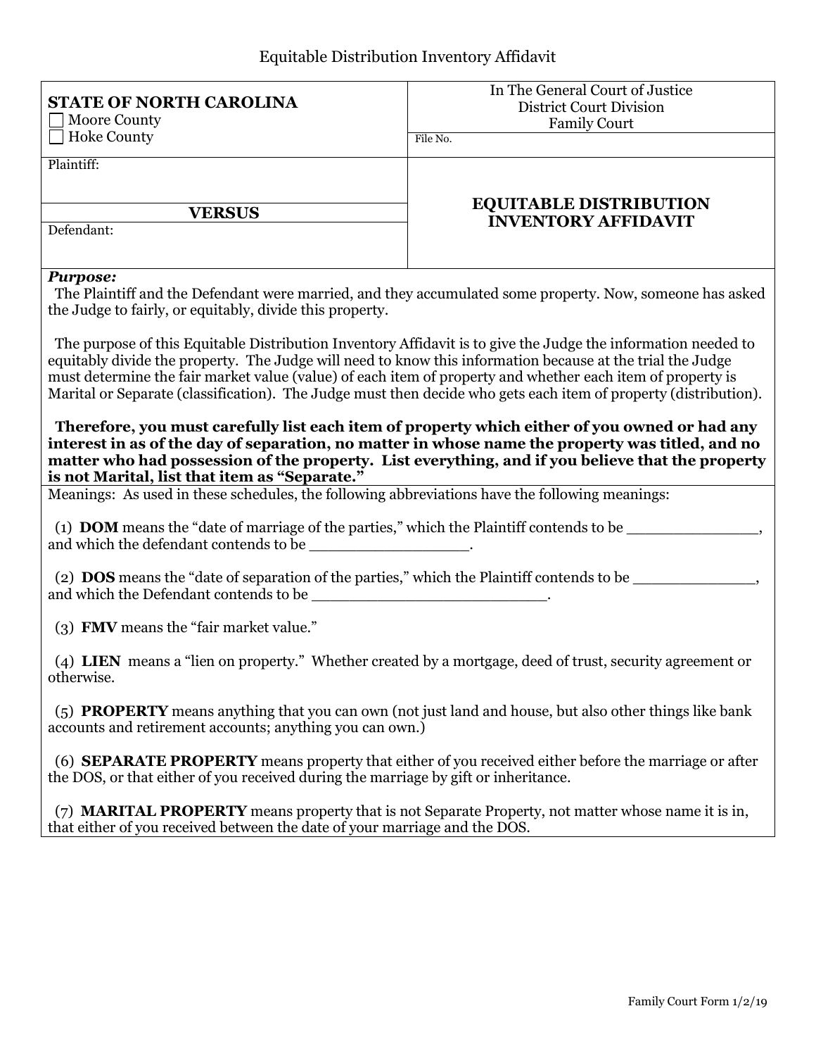Equitable Distribution Inventory Affidavit

| **STATE OF NORTH CAROLINA** ☐ Moore County ☐ Hoke County | In The General Court of Justice District Court Division Family Court |
|---|---|
| | File No. |
| Plaintiff: **VERSUS** Defendant: | **EQUITABLE DISTRIBUTION INVENTORY AFFIDAVIT** |

***Purpose:***

The Plaintiff and the Defendant were married, and they accumulated some property. Now, someone has asked the Judge to fairly, or equitably, divide this property.

The purpose of this Equitable Distribution Inventory Affidavit is to give the Judge the information needed to equitably divide the property. The Judge will need to know this information because at the trial the Judge must determine the fair market value (value) of each item of property and whether each item of property is Marital or Separate (classification). The Judge must then decide who gets each item of property (distribution).

**Therefore, you must carefully list each item of property which either of you owned or had any interest in as of the day of separation, no matter in whose name the property was titled, and no matter who had possession of the property. List everything, and if you believe that the property is not Marital, list that item as "Separate."**

Meanings: As used in these schedules, the following abbreviations have the following meanings:

(1) **DOM** means the "date of marriage of the parties," which the Plaintiff contends to be ______________, and which the defendant contends to be _________________.

(2) **DOS** means the "date of separation of the parties," which the Plaintiff contends to be _____________, and which the Defendant contends to be _________________________.

(3) **FMV** means the "fair market value."

(4) **LIEN** means a "lien on property." Whether created by a mortgage, deed of trust, security agreement or otherwise.

(5) **PROPERTY** means anything that you can own (not just land and house, but also other things like bank accounts and retirement accounts; anything you can own.)

(6) **SEPARATE PROPERTY** means property that either of you received either before the marriage or after the DOS, or that either of you received during the marriage by gift or inheritance.

(7) **MARITAL PROPERTY** means property that is not Separate Property, not matter whose name it is in, that either of you received between the date of your marriage and the DOS.

Family Court Form 1/2/19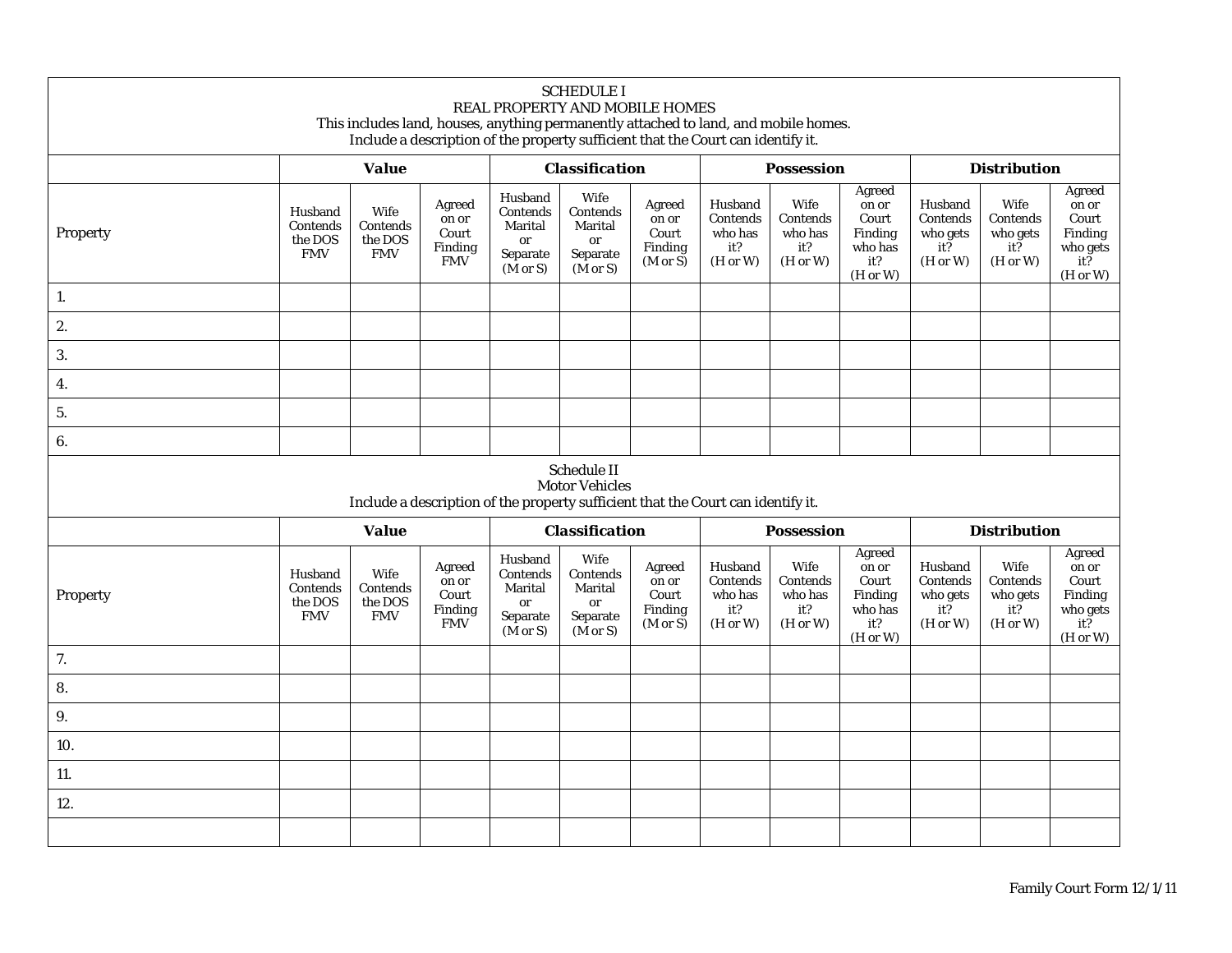| SCHEDULE I<br>REAL PROPERTY AND MOBILE HOMES<br>This includes land, houses, anything permanently attached to land, and mobile homes.<br>Include a description of the property sufficient that the Court can identify it. | | | | | | | | | | | | |
|---|---|---|---|---|---|---|---|---|---|---|---|---|
| | **Value** | | | **Classification** | | | **Possession** | | | **Distribution** | | |
| Property | Husband Contends the DOS FMV | Wife Contends the DOS FMV | Agreed on or Court Finding FMV | Husband Contends Marital or Separate (M or S) | Wife Contends Marital or Separate (M or S) | Agreed on or Court Finding (M or S) | Husband Contends who has it? (H or W) | Wife Contends who has it? (H or W) | Agreed on or Court Finding who has it? (H or W) | Husband Contends who gets it? (H or W) | Wife Contends who gets it? (H or W) | Agreed on or Court Finding who gets it? (H or W) |
| 1. | | | | | | | | | | | | |
| 2. | | | | | | | | | | | | |
| 3. | | | | | | | | | | | | |
| 4. | | | | | | | | | | | | |
| 5. | | | | | | | | | | | | |
| 6. | | | | | | | | | | | | |

| Schedule II<br>Motor Vehicles<br>Include a description of the property sufficient that the Court can identify it. | | | | | | | | | | | | |
|---|---|---|---|---|---|---|---|---|---|---|---|---|
| | **Value** | | | **Classification** | | | **Possession** | | | **Distribution** | | |
| Property | Husband Contends the DOS FMV | Wife Contends the DOS FMV | Agreed on or Court Finding FMV | Husband Contends Marital or Separate (M or S) | Wife Contends Marital or Separate (M or S) | Agreed on or Court Finding (M or S) | Husband Contends who has it? (H or W) | Wife Contends who has it? (H or W) | Agreed on or Court Finding who has it? (H or W) | Husband Contends who gets it? (H or W) | Wife Contends who gets it? (H or W) | Agreed on or Court Finding who gets it? (H or W) |
| 7. | | | | | | | | | | | | |
| 8. | | | | | | | | | | | | |
| 9. | | | | | | | | | | | | |
| 10. | | | | | | | | | | | | |
| 11. | | | | | | | | | | | | |
| 12. | | | | | | | | | | | | |
| | | | | | | | | | | | | |

Family Court Form 12/1/11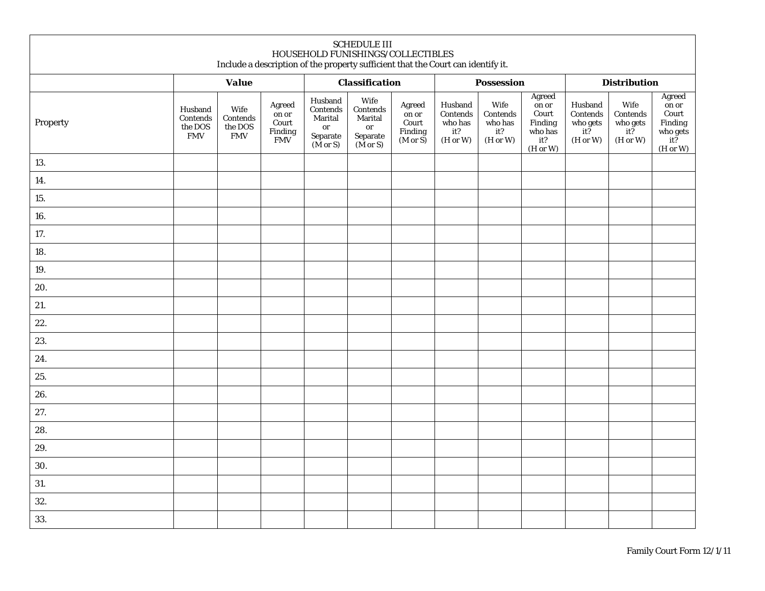SCHEDULE III
HOUSEHOLD FUNISHINGS/COLLECTIBLES
Include a description of the property sufficient that the Court can identify it.

| | **Value** | | | **Classification** | | | **Possession** | | | **Distribution** | | |
|---|---|---|---|---|---|---|---|---|---|---|---|---|
| Property | Husband Contends the DOS FMV | Wife Contends the DOS FMV | Agreed on or Court Finding FMV | Husband Contends Marital or Separate (M or S) | Wife Contends Marital or Separate (M or S) | Agreed on or Court Finding (M or S) | Husband Contends who has it? (H or W) | Wife Contends who has it? (H or W) | Agreed on or Court Finding who has it? (H or W) | Husband Contends who gets it? (H or W) | Wife Contends who gets it? (H or W) | Agreed on or Court Finding who gets it? (H or W) |
| 13. | | | | | | | | | | | | |
| 14. | | | | | | | | | | | | |
| 15. | | | | | | | | | | | | |
| 16. | | | | | | | | | | | | |
| 17. | | | | | | | | | | | | |
| 18. | | | | | | | | | | | | |
| 19. | | | | | | | | | | | | |
| 20. | | | | | | | | | | | | |
| 21. | | | | | | | | | | | | |
| 22. | | | | | | | | | | | | |
| 23. | | | | | | | | | | | | |
| 24. | | | | | | | | | | | | |
| 25. | | | | | | | | | | | | |
| 26. | | | | | | | | | | | | |
| 27. | | | | | | | | | | | | |
| 28. | | | | | | | | | | | | |
| 29. | | | | | | | | | | | | |
| 30. | | | | | | | | | | | | |
| 31. | | | | | | | | | | | | |
| 32. | | | | | | | | | | | | |
| 33. | | | | | | | | | | | | |

Family Court Form 12/1/11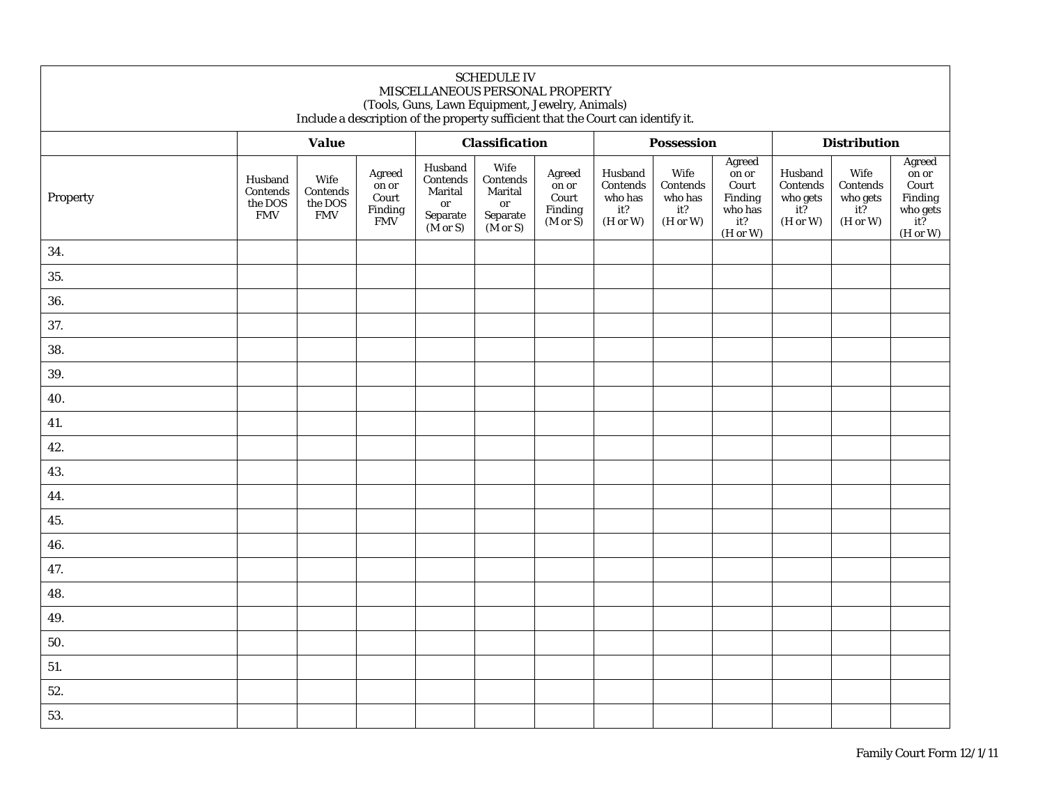SCHEDULE IV
MISCELLANEOUS PERSONAL PROPERTY
(Tools, Guns, Lawn Equipment, Jewelry, Animals)
Include a description of the property sufficient that the Court can identify it.

| | **Value** | | | **Classification** | | | **Possession** | | | **Distribution** | | |
|---|---|---|---|---|---|---|---|---|---|---|---|---|
| Property | Husband Contends the DOS FMV | Wife Contends the DOS FMV | Agreed on or Court Finding FMV | Husband Contends Marital or Separate (M or S) | Wife Contends Marital or Separate (M or S) | Agreed on or Court Finding (M or S) | Husband Contends who has it? (H or W) | Wife Contends who has it? (H or W) | Agreed on or Court Finding who has it? (H or W) | Husband Contends who gets it? (H or W) | Wife Contends who gets it? (H or W) | Agreed on or Court Finding who gets it? (H or W) |
| 34. | | | | | | | | | | | | |
| 35. | | | | | | | | | | | | |
| 36. | | | | | | | | | | | | |
| 37. | | | | | | | | | | | | |
| 38. | | | | | | | | | | | | |
| 39. | | | | | | | | | | | | |
| 40. | | | | | | | | | | | | |
| 41. | | | | | | | | | | | | |
| 42. | | | | | | | | | | | | |
| 43. | | | | | | | | | | | | |
| 44. | | | | | | | | | | | | |
| 45. | | | | | | | | | | | | |
| 46. | | | | | | | | | | | | |
| 47. | | | | | | | | | | | | |
| 48. | | | | | | | | | | | | |
| 49. | | | | | | | | | | | | |
| 50. | | | | | | | | | | | | |
| 51. | | | | | | | | | | | | |
| 52. | | | | | | | | | | | | |
| 53. | | | | | | | | | | | | |

Family Court Form 12/1/11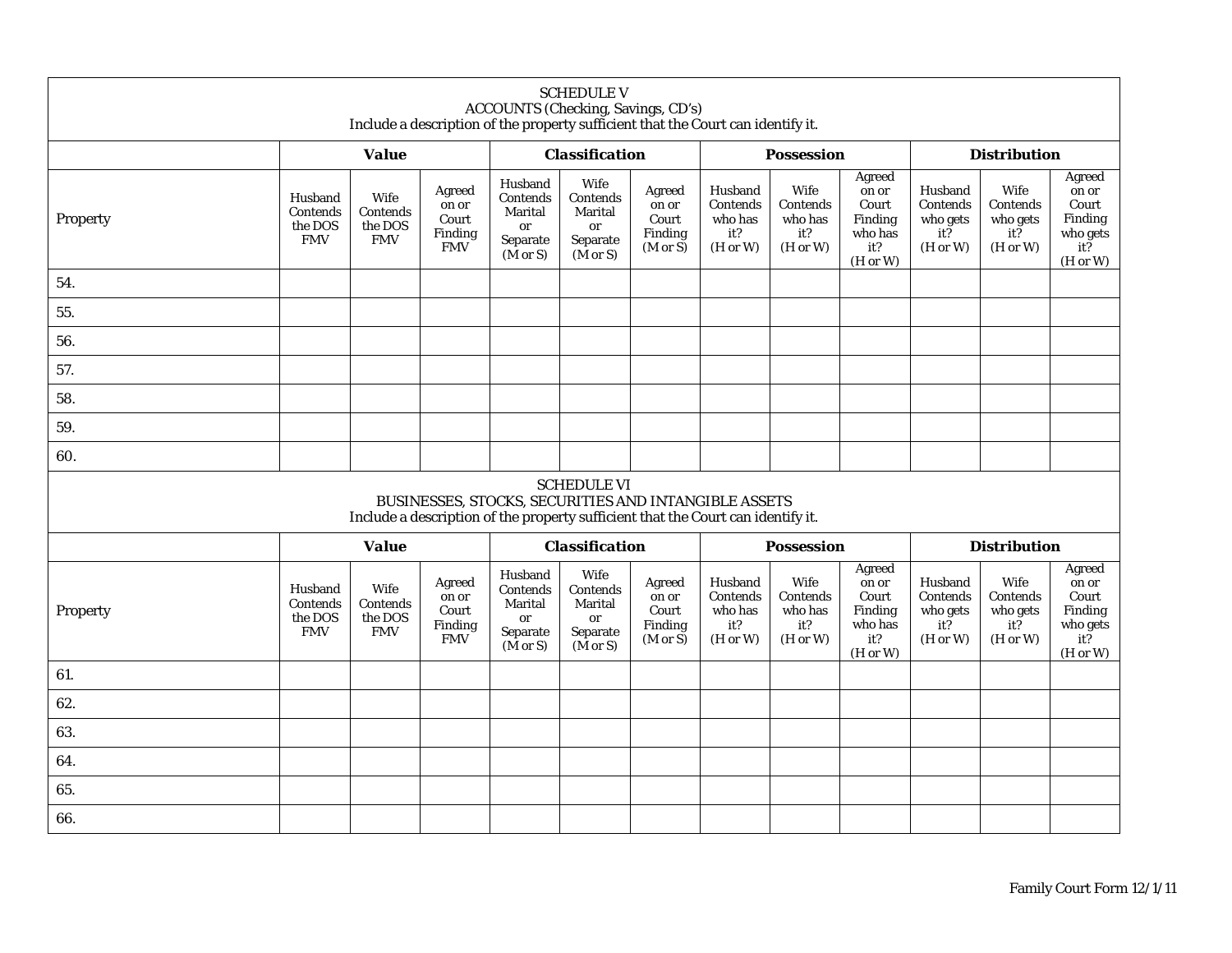| SCHEDULE V<br>ACCOUNTS (Checking, Savings, CD's)<br>Include a description of the property sufficient that the Court can identify it. | | | | | | | | | | | | |
|---|---|---|---|---|---|---|---|---|---|---|---|---|
| | **Value** | | | **Classification** | | | **Possession** | | | **Distribution** | | |
| Property | Husband Contends the DOS FMV | Wife Contends the DOS FMV | Agreed on or Court Finding FMV | Husband Contends Marital or Separate (M or S) | Wife Contends Marital or Separate (M or S) | Agreed on or Court Finding (M or S) | Husband Contends who has it? (H or W) | Wife Contends who has it? (H or W) | Agreed on or Court Finding who has it? (H or W) | Husband Contends who gets it? (H or W) | Wife Contends who gets it? (H or W) | Agreed on or Court Finding who gets it? (H or W) |
| 54. | | | | | | | | | | | | |
| 55. | | | | | | | | | | | | |
| 56. | | | | | | | | | | | | |
| 57. | | | | | | | | | | | | |
| 58. | | | | | | | | | | | | |
| 59. | | | | | | | | | | | | |
| 60. | | | | | | | | | | | | |

| SCHEDULE VI<br>BUSINESSES, STOCKS, SECURITIES AND INTANGIBLE ASSETS<br>Include a description of the property sufficient that the Court can identify it. | | | | | | | | | | | | |
|---|---|---|---|---|---|---|---|---|---|---|---|---|
| | **Value** | | | **Classification** | | | **Possession** | | | **Distribution** | | |
| Property | Husband Contends the DOS FMV | Wife Contends the DOS FMV | Agreed on or Court Finding FMV | Husband Contends Marital or Separate (M or S) | Wife Contends Marital or Separate (M or S) | Agreed on or Court Finding (M or S) | Husband Contends who has it? (H or W) | Wife Contends who has it? (H or W) | Agreed on or Court Finding who has it? (H or W) | Husband Contends who gets it? (H or W) | Wife Contends who gets it? (H or W) | Agreed on or Court Finding who gets it? (H or W) |
| 61. | | | | | | | | | | | | |
| 62. | | | | | | | | | | | | |
| 63. | | | | | | | | | | | | |
| 64. | | | | | | | | | | | | |
| 65. | | | | | | | | | | | | |
| 66. | | | | | | | | | | | | |

Family Court Form 12/1/11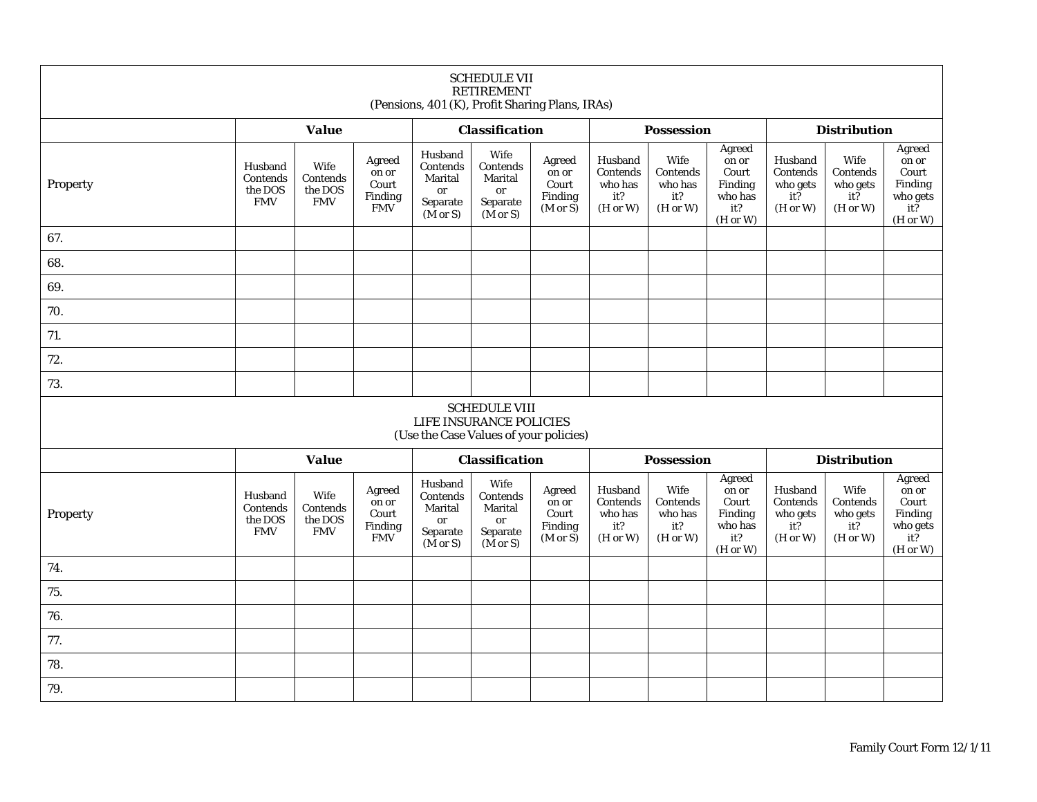| SCHEDULE VII<br>RETIREMENT<br>(Pensions, 401 (K), Profit Sharing Plans, IRAs) | | | | | | | | | | | | |
|---|---|---|---|---|---|---|---|---|---|---|---|---|
| | **Value** | | | **Classification** | | | **Possession** | | | **Distribution** | | |
| Property | Husband Contends the DOS FMV | Wife Contends the DOS FMV | Agreed on or Court Finding FMV | Husband Contends Marital or Separate (M or S) | Wife Contends Marital or Separate (M or S) | Agreed on or Court Finding (M or S) | Husband Contends who has it? (H or W) | Wife Contends who has it? (H or W) | Agreed on or Court Finding who has it? (H or W) | Husband Contends who gets it? (H or W) | Wife Contends who gets it? (H or W) | Agreed on or Court Finding who gets it? (H or W) |
| 67. | | | | | | | | | | | | |
| 68. | | | | | | | | | | | | |
| 69. | | | | | | | | | | | | |
| 70. | | | | | | | | | | | | |
| 71. | | | | | | | | | | | | |
| 72. | | | | | | | | | | | | |
| 73. | | | | | | | | | | | | |

| SCHEDULE VIII<br>LIFE INSURANCE POLICIES<br>(Use the Case Values of your policies) | | | | | | | | | | | | |
|---|---|---|---|---|---|---|---|---|---|---|---|---|
| | **Value** | | | **Classification** | | | **Possession** | | | **Distribution** | | |
| Property | Husband Contends the DOS FMV | Wife Contends the DOS FMV | Agreed on or Court Finding FMV | Husband Contends Marital or Separate (M or S) | Wife Contends Marital or Separate (M or S) | Agreed on or Court Finding (M or S) | Husband Contends who has it? (H or W) | Wife Contends who has it? (H or W) | Agreed on or Court Finding who has it? (H or W) | Husband Contends who gets it? (H or W) | Wife Contends who gets it? (H or W) | Agreed on or Court Finding who gets it? (H or W) |
| 74. | | | | | | | | | | | | |
| 75. | | | | | | | | | | | | |
| 76. | | | | | | | | | | | | |
| 77. | | | | | | | | | | | | |
| 78. | | | | | | | | | | | | |
| 79. | | | | | | | | | | | | |

Family Court Form 12/1/11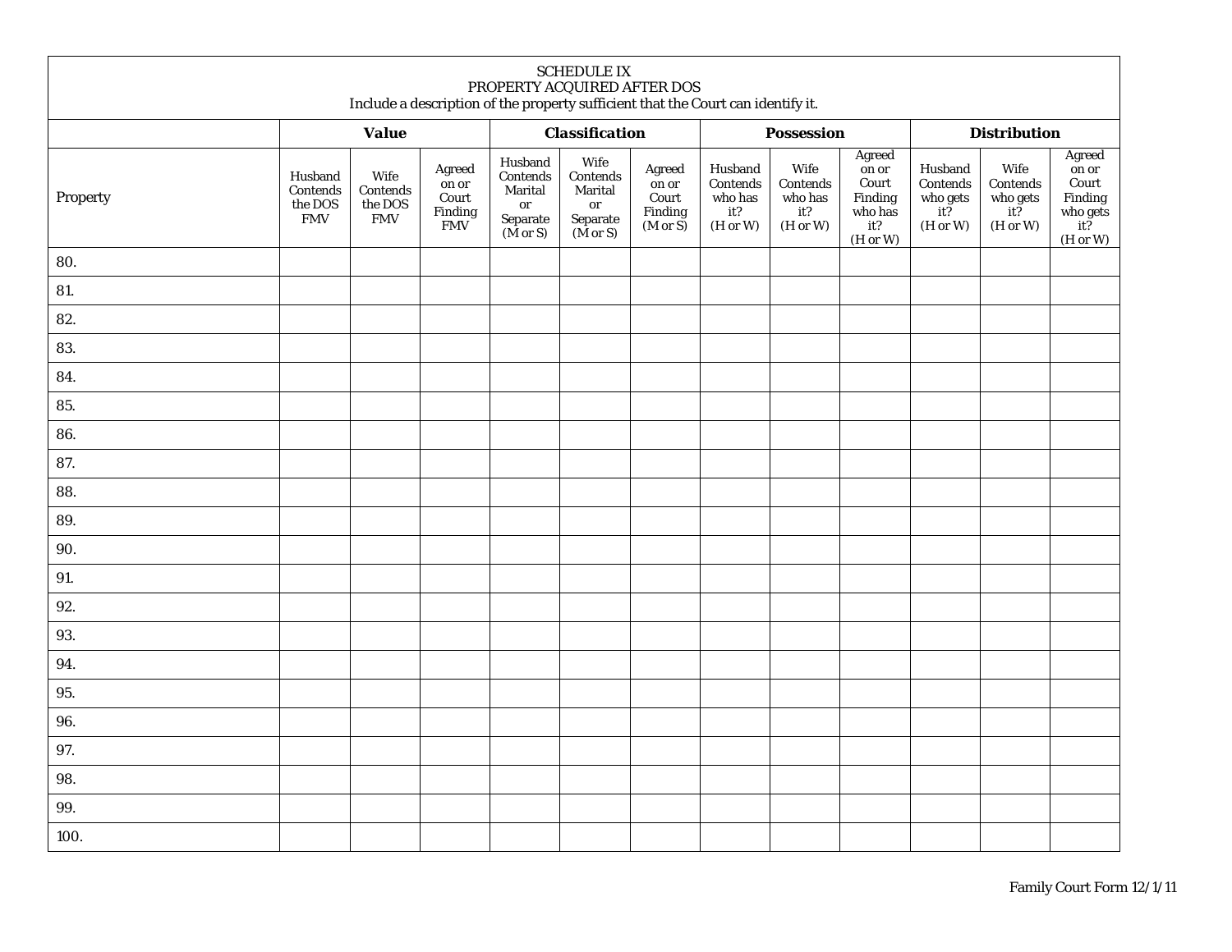SCHEDULE IX
PROPERTY ACQUIRED AFTER DOS
Include a description of the property sufficient that the Court can identify it.

| | **Value** | | | **Classification** | | | **Possession** | | | **Distribution** | | |
|---|---|---|---|---|---|---|---|---|---|---|---|---|
| Property | Husband Contends the DOS FMV | Wife Contends the DOS FMV | Agreed on or Court Finding FMV | Husband Contends Marital or Separate (M or S) | Wife Contends Marital or Separate (M or S) | Agreed on or Court Finding (M or S) | Husband Contends who has it? (H or W) | Wife Contends who has it? (H or W) | Agreed on or Court Finding who has it? (H or W) | Husband Contends who gets it? (H or W) | Wife Contends who gets it? (H or W) | Agreed on or Court Finding who gets it? (H or W) |
| 80. | | | | | | | | | | | | |
| 81. | | | | | | | | | | | | |
| 82. | | | | | | | | | | | | |
| 83. | | | | | | | | | | | | |
| 84. | | | | | | | | | | | | |
| 85. | | | | | | | | | | | | |
| 86. | | | | | | | | | | | | |
| 87. | | | | | | | | | | | | |
| 88. | | | | | | | | | | | | |
| 89. | | | | | | | | | | | | |
| 90. | | | | | | | | | | | | |
| 91. | | | | | | | | | | | | |
| 92. | | | | | | | | | | | | |
| 93. | | | | | | | | | | | | |
| 94. | | | | | | | | | | | | |
| 95. | | | | | | | | | | | | |
| 96. | | | | | | | | | | | | |
| 97. | | | | | | | | | | | | |
| 98. | | | | | | | | | | | | |
| 99. | | | | | | | | | | | | |
| 100. | | | | | | | | | | | | |

Family Court Form 12/1/11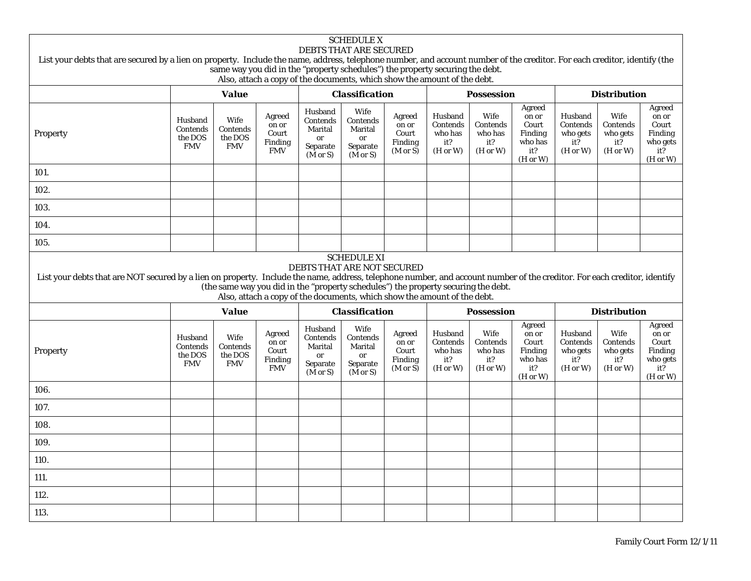## SCHEDULE X
## DEBTS THAT ARE SECURED

List your debts that are secured by a lien on property. Include the name, address, telephone number, and account number of the creditor. For each creditor, identify (the same way you did in the "property schedules") the property securing the debt.
Also, attach a copy of the documents, which show the amount of the debt.

| | **Value** | | | **Classification** | | | **Possession** | | | **Distribution** | | |
|---|---|---|---|---|---|---|---|---|---|---|---|---|
| Property | Husband Contends the DOS FMV | Wife Contends the DOS FMV | Agreed on or Court Finding FMV | Husband Contends Marital or Separate (M or S) | Wife Contends Marital or Separate (M or S) | Agreed on or Court Finding (M or S) | Husband Contends who has it? (H or W) | Wife Contends who has it? (H or W) | Agreed on or Court Finding who has it? (H or W) | Husband Contends who gets it? (H or W) | Wife Contends who gets it? (H or W) | Agreed on or Court Finding who gets it? (H or W) |
| 101. | | | | | | | | | | | | |
| 102. | | | | | | | | | | | | |
| 103. | | | | | | | | | | | | |
| 104. | | | | | | | | | | | | |
| 105. | | | | | | | | | | | | |

## SCHEDULE XI
## DEBTS THAT ARE NOT SECURED

List your debts that are NOT secured by a lien on property. Include the name, address, telephone number, and account number of the creditor. For each creditor, identify (the same way you did in the "property schedules") the property securing the debt.
Also, attach a copy of the documents, which show the amount of the debt.

| | **Value** | | | **Classification** | | | **Possession** | | | **Distribution** | | |
|---|---|---|---|---|---|---|---|---|---|---|---|---|
| Property | Husband Contends the DOS FMV | Wife Contends the DOS FMV | Agreed on or Court Finding FMV | Husband Contends Marital or Separate (M or S) | Wife Contends Marital or Separate (M or S) | Agreed on or Court Finding (M or S) | Husband Contends who has it? (H or W) | Wife Contends who has it? (H or W) | Agreed on or Court Finding who has it? (H or W) | Husband Contends who gets it? (H or W) | Wife Contends who gets it? (H or W) | Agreed on or Court Finding who gets it? (H or W) |
| 106. | | | | | | | | | | | | |
| 107. | | | | | | | | | | | | |
| 108. | | | | | | | | | | | | |
| 109. | | | | | | | | | | | | |
| 110. | | | | | | | | | | | | |
| 111. | | | | | | | | | | | | |
| 112. | | | | | | | | | | | | |
| 113. | | | | | | | | | | | | |

Family Court Form 12/1/11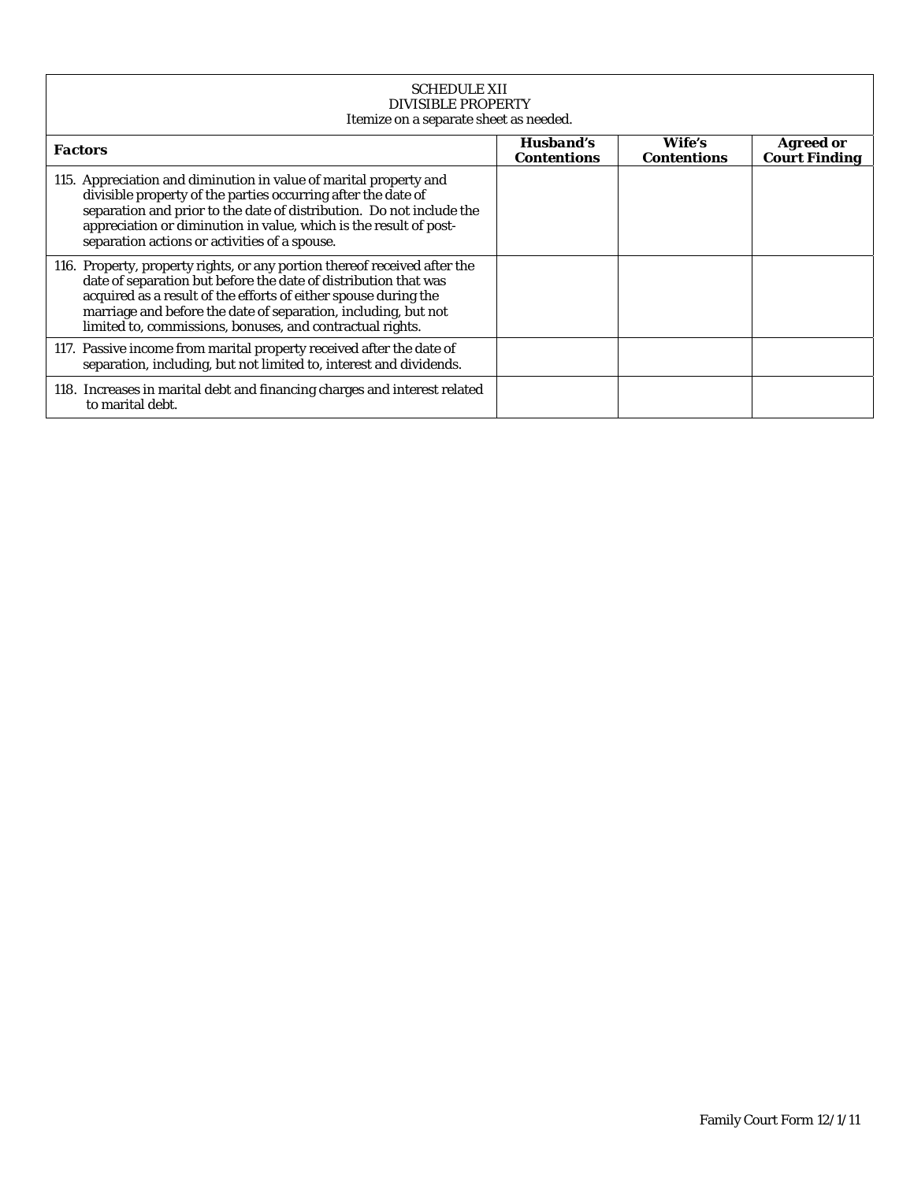SCHEDULE XII
DIVISIBLE PROPERTY
Itemize on a separate sheet as needed.

| ***Factors*** | ***Husband's Contentions*** | ***Wife's Contentions*** | ***Agreed or Court Finding*** |
|---|---|---|---|
| 115. Appreciation and diminution in value of marital property and divisible property of the parties occurring after the date of separation and prior to the date of distribution. Do not include the appreciation or diminution in value, which is the result of post-separation actions or activities of a spouse. | | | |
| 116. Property, property rights, or any portion thereof received after the date of separation but before the date of distribution that was acquired as a result of the efforts of either spouse during the marriage and before the date of separation, including, but not limited to, commissions, bonuses, and contractual rights. | | | |
| 117. Passive income from marital property received after the date of separation, including, but not limited to, interest and dividends. | | | |
| 118. Increases in marital debt and financing charges and interest related to marital debt. | | | |

Family Court Form 12/1/11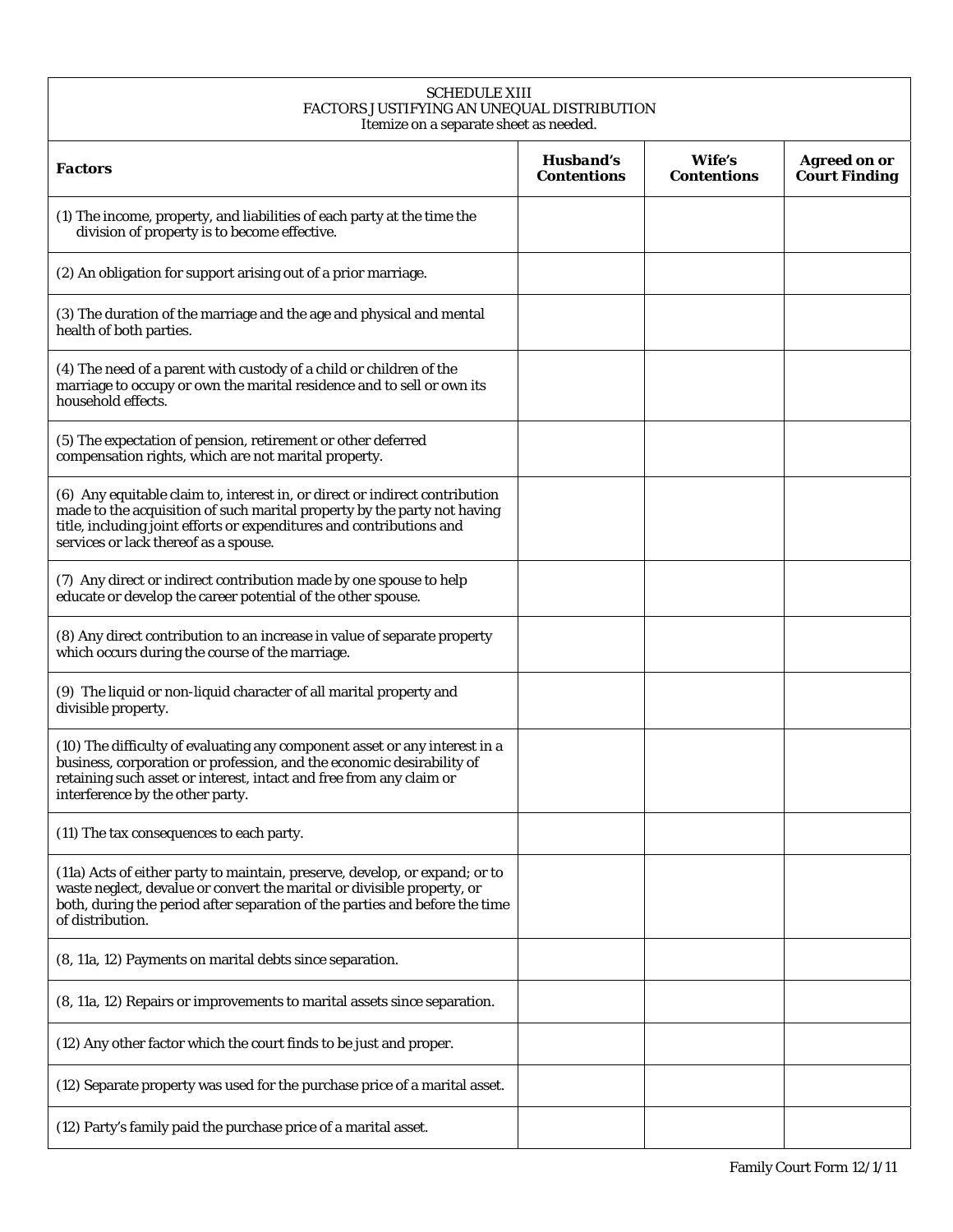SCHEDULE XIII
FACTORS JUSTIFYING AN UNEQUAL DISTRIBUTION
Itemize on a separate sheet as needed.

| **Factors** | ***Husband's Contentions*** | ***Wife's Contentions*** | ***Agreed on or Court Finding*** |
|---|---|---|---|
| (1) The income, property, and liabilities of each party at the time the division of property is to become effective. | | | |
| (2) An obligation for support arising out of a prior marriage. | | | |
| (3) The duration of the marriage and the age and physical and mental health of both parties. | | | |
| (4) The need of a parent with custody of a child or children of the marriage to occupy or own the marital residence and to sell or own its household effects. | | | |
| (5) The expectation of pension, retirement or other deferred compensation rights, which are not marital property. | | | |
| (6) Any equitable claim to, interest in, or direct or indirect contribution made to the acquisition of such marital property by the party not having title, including joint efforts or expenditures and contributions and services or lack thereof as a spouse. | | | |
| (7) Any direct or indirect contribution made by one spouse to help educate or develop the career potential of the other spouse. | | | |
| (8) Any direct contribution to an increase in value of separate property which occurs during the course of the marriage. | | | |
| (9) The liquid or non-liquid character of all marital property and divisible property. | | | |
| (10) The difficulty of evaluating any component asset or any interest in a business, corporation or profession, and the economic desirability of retaining such asset or interest, intact and free from any claim or interference by the other party. | | | |
| (11) The tax consequences to each party. | | | |
| (11a) Acts of either party to maintain, preserve, develop, or expand; or to waste neglect, devalue or convert the marital or divisible property, or both, during the period after separation of the parties and before the time of distribution. | | | |
| (8, 11a, 12) Payments on marital debts since separation. | | | |
| (8, 11a, 12) Repairs or improvements to marital assets since separation. | | | |
| (12) Any other factor which the court finds to be just and proper. | | | |
| (12) Separate property was used for the purchase price of a marital asset. | | | |
| (12) Party's family paid the purchase price of a marital asset. | | | |

Family Court Form 12/1/11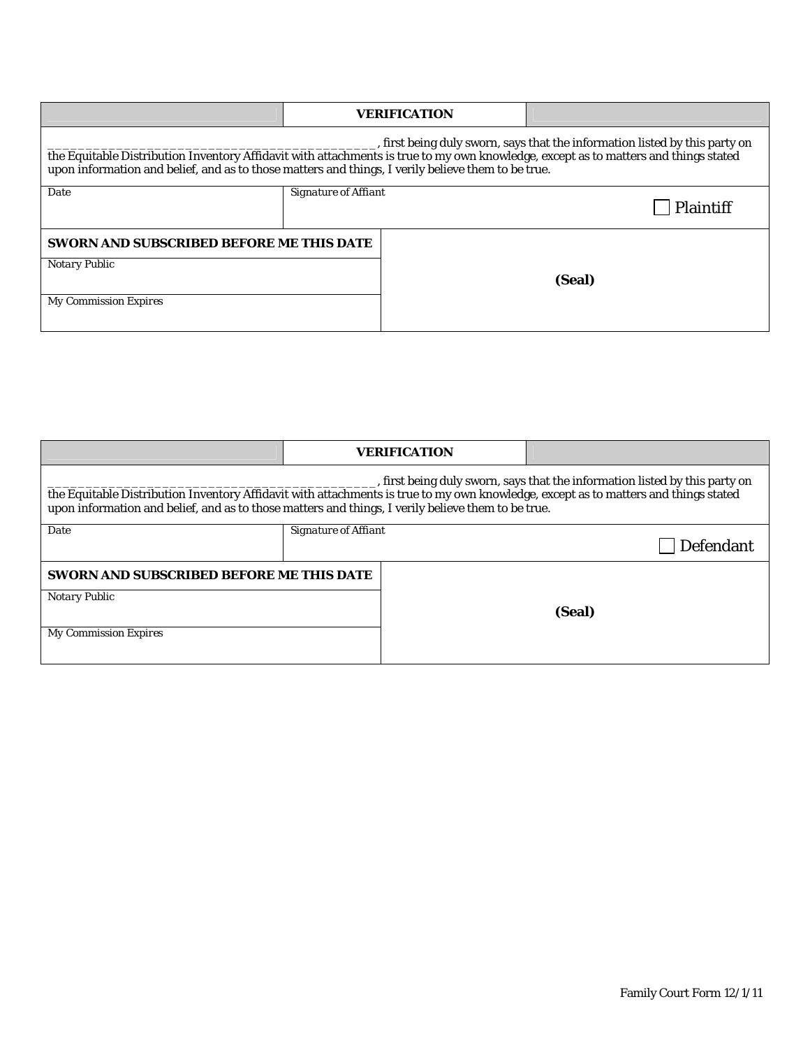| | VERIFICATION | |
|---|---|---|
| ___________________________________________, first being duly sworn, says that the information listed by this party on the Equitable Distribution Inventory Affidavit with attachments is true to my own knowledge, except as to matters and things stated upon information and belief, and as to those matters and things, I verily believe them to be true. | | |
| *Date* | *Signature of Affiant* | ☐ Plaintiff |
| **SWORN AND SUBSCRIBED BEFORE ME THIS DATE** | **(Seal)** | |
| *Notary Public* | | |
| *My Commission Expires* | | |

| | VERIFICATION | |
|---|---|---|
| ___________________________________________, first being duly sworn, says that the information listed by this party on the Equitable Distribution Inventory Affidavit with attachments is true to my own knowledge, except as to matters and things stated upon information and belief, and as to those matters and things, I verily believe them to be true. | | |
| *Date* | *Signature of Affiant* | ☐ Defendant |
| **SWORN AND SUBSCRIBED BEFORE ME THIS DATE** | **(Seal)** | |
| *Notary Public* | | |
| *My Commission Expires* | | |

Family Court Form 12/1/11